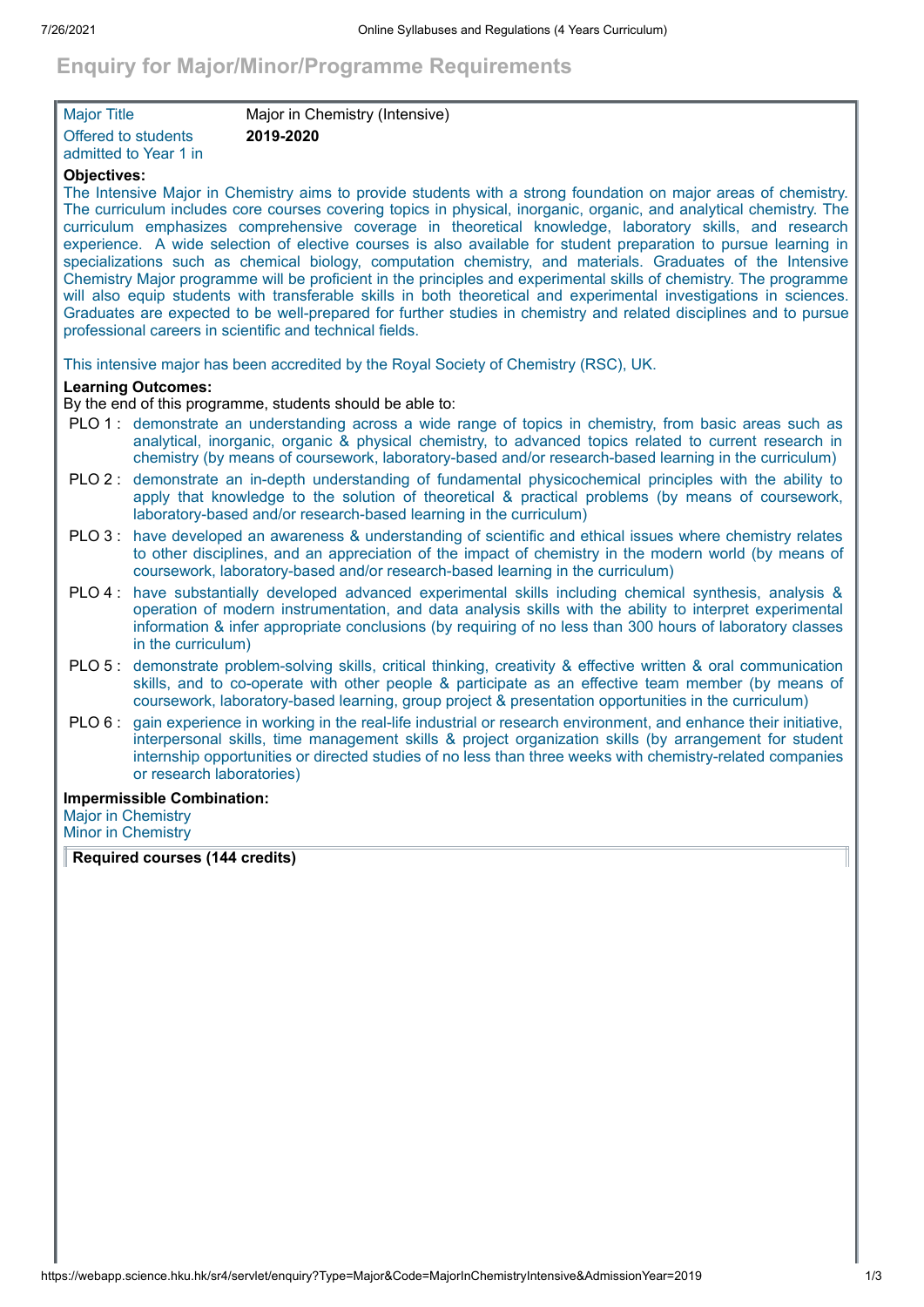# Enquiry for Major/Minor/Programme Requirements

| | |
|---|---|
| Major Title | Major in Chemistry (Intensive) |
| Offered to students admitted to Year 1 in | **2019-2020** |

**Objectives:**

The Intensive Major in Chemistry aims to provide students with a strong foundation on major areas of chemistry. The curriculum includes core courses covering topics in physical, inorganic, organic, and analytical chemistry. The curriculum emphasizes comprehensive coverage in theoretical knowledge, laboratory skills, and research experience. A wide selection of elective courses is also available for student preparation to pursue learning in specializations such as chemical biology, computation chemistry, and materials. Graduates of the Intensive Chemistry Major programme will be proficient in the principles and experimental skills of chemistry. The programme will also equip students with transferable skills in both theoretical and experimental investigations in sciences. Graduates are expected to be well-prepared for further studies in chemistry and related disciplines and to pursue professional careers in scientific and technical fields.

This intensive major has been accredited by the Royal Society of Chemistry (RSC), UK.

**Learning Outcomes:**

By the end of this programme, students should be able to:

- PLO 1 : demonstrate an understanding across a wide range of topics in chemistry, from basic areas such as analytical, inorganic, organic & physical chemistry, to advanced topics related to current research in chemistry (by means of coursework, laboratory-based and/or research-based learning in the curriculum)
- PLO 2 : demonstrate an in-depth understanding of fundamental physicochemical principles with the ability to apply that knowledge to the solution of theoretical & practical problems (by means of coursework, laboratory-based and/or research-based learning in the curriculum)
- PLO 3 : have developed an awareness & understanding of scientific and ethical issues where chemistry relates to other disciplines, and an appreciation of the impact of chemistry in the modern world (by means of coursework, laboratory-based and/or research-based learning in the curriculum)
- PLO 4 : have substantially developed advanced experimental skills including chemical synthesis, analysis & operation of modern instrumentation, and data analysis skills with the ability to interpret experimental information & infer appropriate conclusions (by requiring of no less than 300 hours of laboratory classes in the curriculum)
- PLO 5 : demonstrate problem-solving skills, critical thinking, creativity & effective written & oral communication skills, and to co-operate with other people & participate as an effective team member (by means of coursework, laboratory-based learning, group project & presentation opportunities in the curriculum)
- PLO 6 : gain experience in working in the real-life industrial or research environment, and enhance their initiative, interpersonal skills, time management skills & project organization skills (by arrangement for student internship opportunities or directed studies of no less than three weeks with chemistry-related companies or research laboratories)

**Impermissible Combination:**

Major in Chemistry
Minor in Chemistry

**Required courses (144 credits)**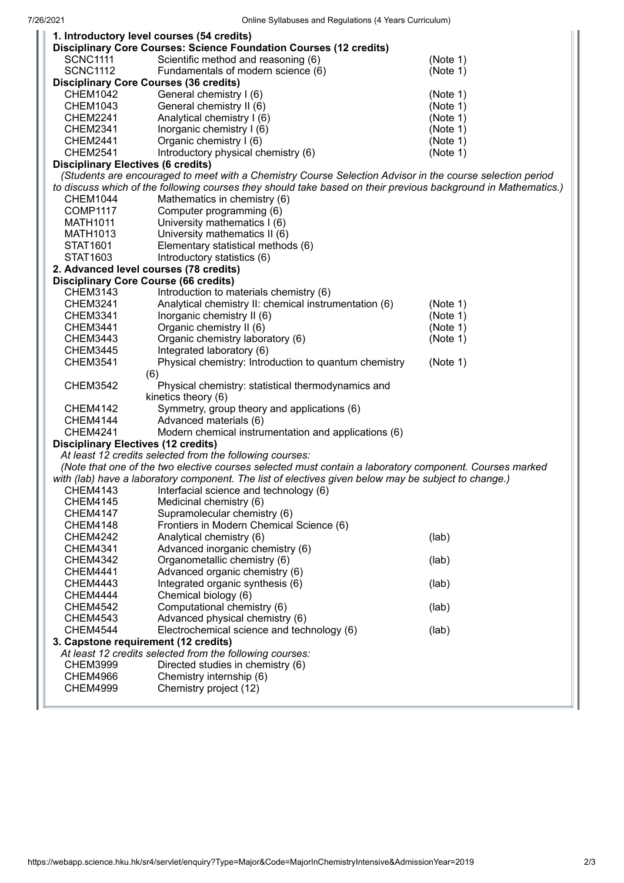**1. Introductory level courses (54 credits)**

**Disciplinary Core Courses: Science Foundation Courses (12 credits)**

| | | |
|---|---|---|
| SCNC1111 | Scientific method and reasoning (6) | (Note 1) |
| SCNC1112 | Fundamentals of modern science (6) | (Note 1) |

**Disciplinary Core Courses (36 credits)**

| | | |
|---|---|---|
| CHEM1042 | General chemistry I (6) | (Note 1) |
| CHEM1043 | General chemistry II (6) | (Note 1) |
| CHEM2241 | Analytical chemistry I (6) | (Note 1) |
| CHEM2341 | Inorganic chemistry I (6) | (Note 1) |
| CHEM2441 | Organic chemistry I (6) | (Note 1) |
| CHEM2541 | Introductory physical chemistry (6) | (Note 1) |

**Disciplinary Electives (6 credits)**

*(Students are encouraged to meet with a Chemistry Course Selection Advisor in the course selection period to discuss which of the following courses they should take based on their previous background in Mathematics.)*

| | |
|---|---|
| CHEM1044 | Mathematics in chemistry (6) |
| COMP1117 | Computer programming (6) |
| MATH1011 | University mathematics I (6) |
| MATH1013 | University mathematics II (6) |
| STAT1601 | Elementary statistical methods (6) |
| STAT1603 | Introductory statistics (6) |

**2. Advanced level courses (78 credits)**

**Disciplinary Core Course (66 credits)**

| | | |
|---|---|---|
| CHEM3143 | Introduction to materials chemistry (6) | |
| CHEM3241 | Analytical chemistry II: chemical instrumentation (6) | (Note 1) |
| CHEM3341 | Inorganic chemistry II (6) | (Note 1) |
| CHEM3441 | Organic chemistry II (6) | (Note 1) |
| CHEM3443 | Organic chemistry laboratory (6) | (Note 1) |
| CHEM3445 | Integrated laboratory (6) | |
| CHEM3541 | Physical chemistry: Introduction to quantum chemistry (6) | (Note 1) |
| CHEM3542 | Physical chemistry: statistical thermodynamics and kinetics theory (6) | |
| CHEM4142 | Symmetry, group theory and applications (6) | |
| CHEM4144 | Advanced materials (6) | |
| CHEM4241 | Modern chemical instrumentation and applications (6) | |

**Disciplinary Electives (12 credits)**

*At least 12 credits selected from the following courses:*

*(Note that one of the two elective courses selected must contain a laboratory component. Courses marked with (lab) have a laboratory component. The list of electives given below may be subject to change.)*

| | | |
|---|---|---|
| CHEM4143 | Interfacial science and technology (6) | |
| CHEM4145 | Medicinal chemistry (6) | |
| CHEM4147 | Supramolecular chemistry (6) | |
| CHEM4148 | Frontiers in Modern Chemical Science (6) | |
| CHEM4242 | Analytical chemistry (6) | (lab) |
| CHEM4341 | Advanced inorganic chemistry (6) | |
| CHEM4342 | Organometallic chemistry (6) | (lab) |
| CHEM4441 | Advanced organic chemistry (6) | |
| CHEM4443 | Integrated organic synthesis (6) | (lab) |
| CHEM4444 | Chemical biology (6) | |
| CHEM4542 | Computational chemistry (6) | (lab) |
| CHEM4543 | Advanced physical chemistry (6) | |
| CHEM4544 | Electrochemical science and technology (6) | (lab) |

**3. Capstone requirement (12 credits)**

*At least 12 credits selected from the following courses:*

| | |
|---|---|
| CHEM3999 | Directed studies in chemistry (6) |
| CHEM4966 | Chemistry internship (6) |
| CHEM4999 | Chemistry project (12) |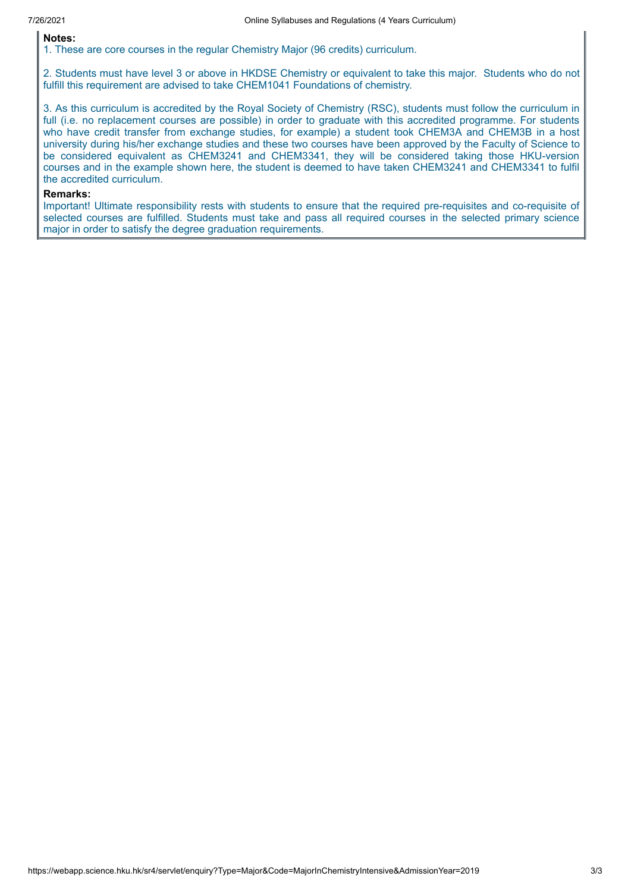**Notes:**

1. These are core courses in the regular Chemistry Major (96 credits) curriculum.

2. Students must have level 3 or above in HKDSE Chemistry or equivalent to take this major. Students who do not fulfill this requirement are advised to take CHEM1041 Foundations of chemistry.

3. As this curriculum is accredited by the Royal Society of Chemistry (RSC), students must follow the curriculum in full (i.e. no replacement courses are possible) in order to graduate with this accredited programme. For students who have credit transfer from exchange studies, for example) a student took CHEM3A and CHEM3B in a host university during his/her exchange studies and these two courses have been approved by the Faculty of Science to be considered equivalent as CHEM3241 and CHEM3341, they will be considered taking those HKU-version courses and in the example shown here, the student is deemed to have taken CHEM3241 and CHEM3341 to fulfil the accredited curriculum.

**Remarks:**

Important! Ultimate responsibility rests with students to ensure that the required pre-requisites and co-requisite of selected courses are fulfilled. Students must take and pass all required courses in the selected primary science major in order to satisfy the degree graduation requirements.